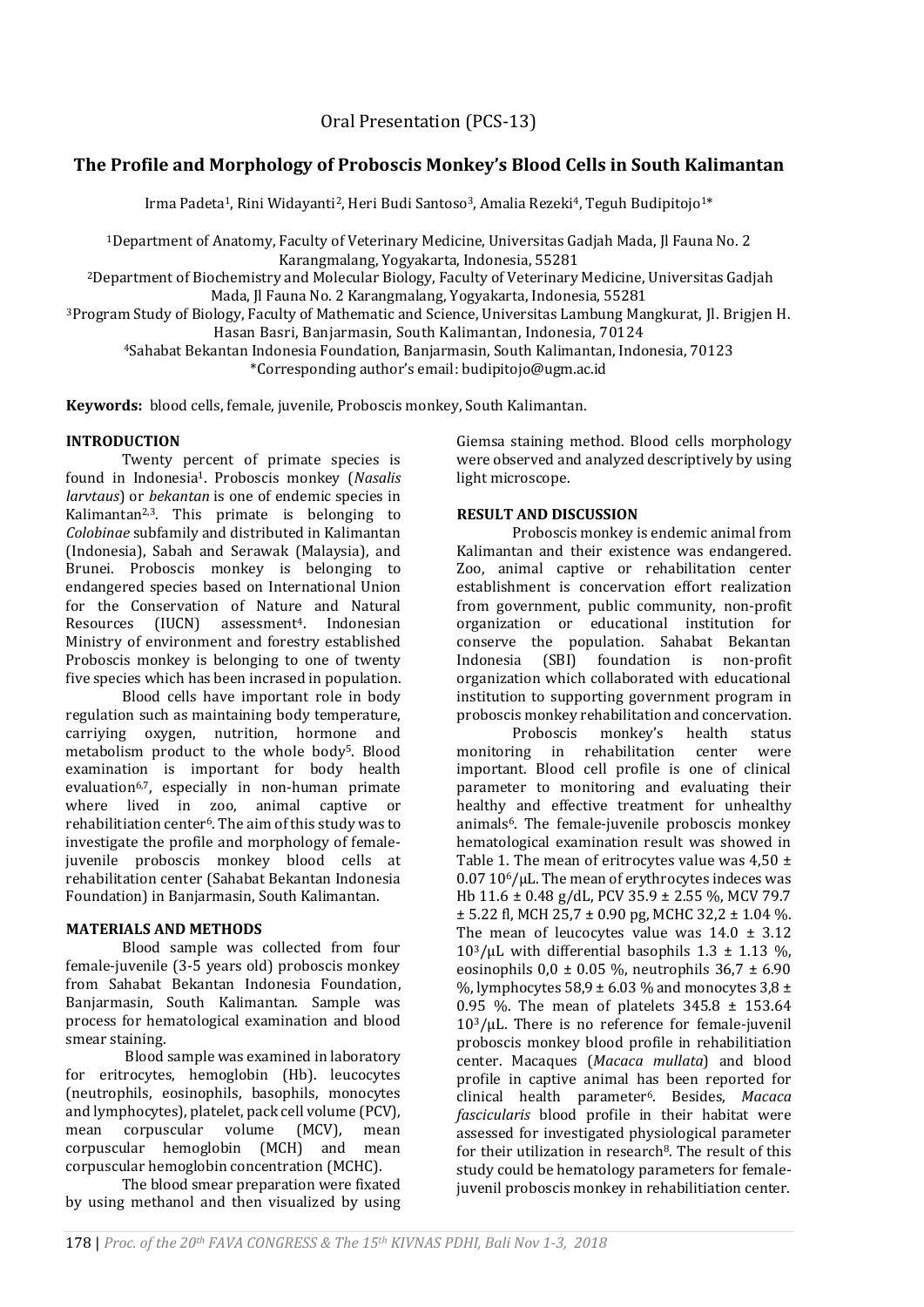Oral Presentation (PCS-13)

# The Profile and Morphology of Proboscis Monkey's Blood Cells in South Kalimantan

Irma Padeta[1], Rini Widayanti[2], Heri Budi Santoso[3], Amalia Rezeki[4], Teguh Budipitojo[1]*

[1]Department of Anatomy, Faculty of Veterinary Medicine, Universitas Gadjah Mada, Jl Fauna No. 2 Karangmalang, Yogyakarta, Indonesia, 55281

[2]Department of Biochemistry and Molecular Biology, Faculty of Veterinary Medicine, Universitas Gadjah Mada, Jl Fauna No. 2 Karangmalang, Yogyakarta, Indonesia, 55281

[3]Program Study of Biology, Faculty of Mathematic and Science, Universitas Lambung Mangkurat, Jl. Brigjen H. Hasan Basri, Banjarmasin, South Kalimantan, Indonesia, 70124

[4]Sahabat Bekantan Indonesia Foundation, Banjarmasin, South Kalimantan, Indonesia, 70123

*Corresponding author's email: budipitojo@ugm.ac.id

**Keywords:** blood cells, female, juvenile, Proboscis monkey, South Kalimantan.

## INTRODUCTION

Twenty percent of primate species is found in Indonesia[1]. Proboscis monkey (*Nasalis larvtaus*) or *bekantan* is one of endemic species in Kalimantan[2,3]. This primate is belonging to *Colobinae* subfamily and distributed in Kalimantan (Indonesia), Sabah and Serawak (Malaysia), and Brunei. Proboscis monkey is belonging to endangered species based on International Union for the Conservation of Nature and Natural Resources (IUCN) assessment[4]. Indonesian Ministry of environment and forestry established Proboscis monkey is belonging to one of twenty five species which has been incrased in population.

Blood cells have important role in body regulation such as maintaining body temperature, carriying oxygen, nutrition, hormone and metabolism product to the whole body[5]. Blood examination is important for body health evaluation[6,7], especially in non-human primate where lived in zoo, animal captive or rehabilitiation center[6]. The aim of this study was to investigate the profile and morphology of female-juvenile proboscis monkey blood cells at rehabilitation center (Sahabat Bekantan Indonesia Foundation) in Banjarmasin, South Kalimantan.

## MATERIALS AND METHODS

Blood sample was collected from four female-juvenile (3-5 years old) proboscis monkey from Sahabat Bekantan Indonesia Foundation, Banjarmasin, South Kalimantan. Sample was process for hematological examination and blood smear staining.

Blood sample was examined in laboratory for eritrocytes, hemoglobin (Hb). leucocytes (neutrophils, eosinophils, basophils, monocytes and lymphocytes), platelet, pack cell volume (PCV), mean corpuscular volume (MCV), mean corpuscular hemoglobin (MCH) and mean corpuscular hemoglobin concentration (MCHC).

The blood smear preparation were fixated by using methanol and then visualized by using Giemsa staining method. Blood cells morphology were observed and analyzed descriptively by using light microscope.

## RESULT AND DISCUSSION

Proboscis monkey is endemic animal from Kalimantan and their existence was endangered. Zoo, animal captive or rehabilitation center establishment is concervation effort realization from government, public community, non-profit organization or educational institution for conserve the population. Sahabat Bekantan Indonesia (SBI) foundation is non-profit organization which collaborated with educational institution to supporting government program in proboscis monkey rehabilitation and concervation.

Proboscis monkey's health status monitoring in rehabilitation center were important. Blood cell profile is one of clinical parameter to monitoring and evaluating their healthy and effective treatment for unhealthy animals[6]. The female-juvenile proboscis monkey hematological examination result was showed in Table 1. The mean of eritrocytes value was 4,50 ± 0.07 $10^6$/μL. The mean of erythrocytes indeces was Hb 11.6 ± 0.48 g/dL, PCV 35.9 ± 2.55 %, MCV 79.7 ± 5.22 fl, MCH 25,7 ± 0.90 pg, MCHC 32,2 ± 1.04 %. The mean of leucocytes value was 14.0 ± 3.12 $10^3$/μL with differential basophils 1.3 ± 1.13 %, eosinophils 0,0 ± 0.05 %, neutrophils 36,7 ± 6.90 %, lymphocytes 58,9 ± 6.03 % and monocytes 3,8 ± 0.95 %. The mean of platelets 345.8 ± 153.64 $10^3$/μL. There is no reference for female-juvenil proboscis monkey blood profile in rehabilitiation center. Macaques (*Macaca mullata*) and blood profile in captive animal has been reported for clinical health parameter[6]. Besides, *Macaca fascicularis* blood profile in their habitat were assessed for investigated physiological parameter for their utilization in research[8]. The result of this study could be hematology parameters for female-juvenil proboscis monkey in rehabilitiation center.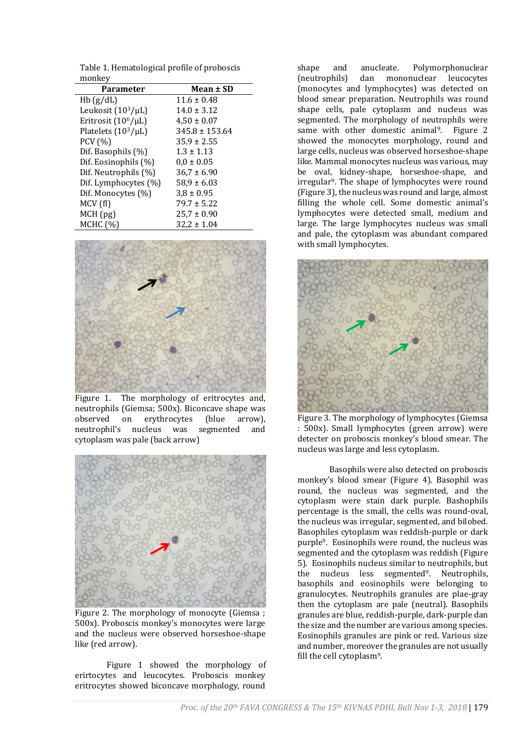Table 1. Hematological profile of proboscis monkey

| Parameter | Mean ± SD |
|---|---|
| Hb (g/dL) | 11.6 ± 0.48 |
| Leukosit ($10^3$/μL) | 14.0 ± 3.12 |
| Eritrosit ($10^6$/μL) | 4,50 ± 0.07 |
| Platelets ($10^3$/μL) | 345.8 ± 153.64 |
| PCV (%) | 35.9 ± 2.55 |
| Dif. Basophils (%) | 1.3 ± 1.13 |
| Dif. Eosinophils (%) | 0,0 ± 0.05 |
| Dif. Neutrophils (%) | 36,7 ± 6.90 |
| Dif. Lymphocytes (%) | 58,9 ± 6.03 |
| Dif. Monocytes (%) | 3,8 ± 0.95 |
| MCV (fl) | 79.7 ± 5.22 |
| MCH (pg) | 25,7 ± 0.90 |
| MCHC (%) | 32,2 ± 1.04 |

Figure 1. The morphology of eritrocytes and, neutrophils (Giemsa; 500x). Biconcave shape was observed on erythrocytes (blue arrow), neutrophil's nucleus was segmented and cytoplasm was pale (back arrow)

Figure 2. The morphology of monocyte (Giemsa ; 500x). Proboscis monkey's monocytes were large and the nucleus were observed horseshoe-shape like (red arrow).

Figure 1 showed the morphology of eritrocytes and leucocytes. Proboscis monkey eritrocytes showed biconcave morphology, round shape and anucleate. Polymorphonuclear (neutrophils) dan mononuclear leucocytes (monocytes and lymphocytes) was detected on blood smear preparation. Neutrophils was round shape cells, pale cytoplasm and nucleus was segmented. The morphology of neutrophils were same with other domestic animal[9]. Figure 2 showed the monocytes morphology, round and large cells, nucleus was observed horseshoe-shape like. Mammal monocytes nucleus was various, may be oval, kidney-shape, horseshoe-shape, and irregular[9]. The shape of lymphocytes were round (Figure 3), the nucleus was round and large, almost filling the whole cell. Some domestic animal's lymphocytes were detected small, medium and large. The large lymphocytes nucleus was small and pale, the cytoplasm was abundant compared with small lymphocytes.

Figure 3. The morphology of lymphocytes (Giemsa : 500x). Small lymphocytes (green arrow) were detecter on proboscis monkey's blood smear. The nucleus was large and less cytoplasm.

Basophils were also detected on proboscis monkey's blood smear (Figure 4). Basophil was round, the nucleus was segmented, and the cytoplasm were stain dark purple. Bashophils percentage is the small, the cells was round-oval, the nucleus was irregular, segmented, and bilobed. Basophiles cytoplasm was reddish-purple or dark purple[9]. Eosinophils were round, the nucleus was segmented and the cytoplasm was reddish (Figure 5). Eosinophils nucleus similar to neutrophils, but the nucleus less segmented[9]. Neutrophils, basophils and eosinophils were belonging to granulocytes. Neutrophils granules are plae-gray then the cytoplasm are pale (neutral). Basophils granules are blue, reddish-purple, dark-purple dan the size and the number are various among species. Eosinophils granules are pink or red. Various size and number, moreover the granules are not usually fill the cell cytoplasm[9].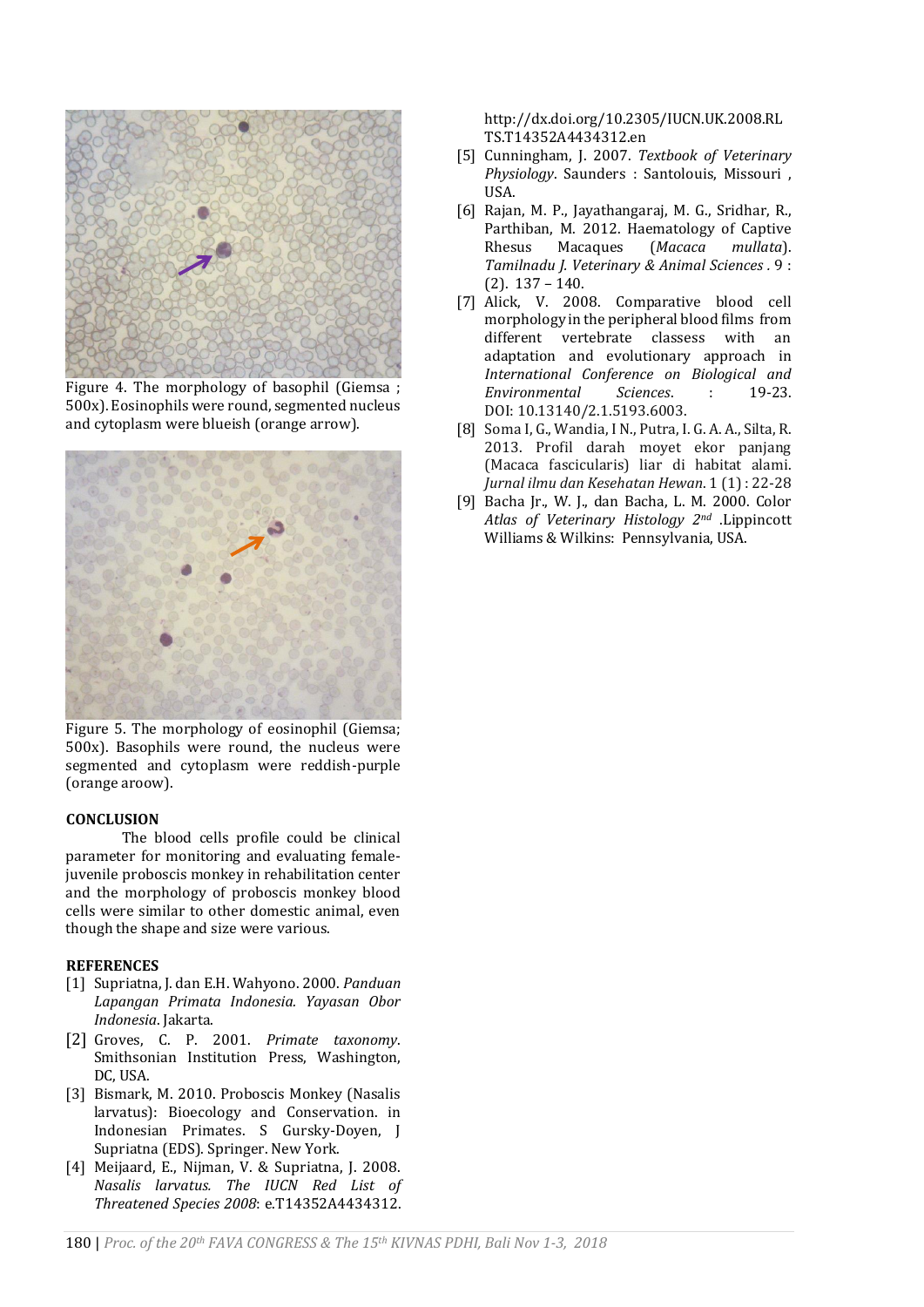Figure 4. The morphology of basophil (Giemsa ; 500x). Eosinophils were round, segmented nucleus and cytoplasm were blueish (orange arrow).

Figure 5. The morphology of eosinophil (Giemsa; 500x). Basophils were round, the nucleus were segmented and cytoplasm were reddish-purple (orange aroow).

## CONCLUSION

The blood cells profile could be clinical parameter for monitoring and evaluating female-juvenile proboscis monkey in rehabilitation center and the morphology of proboscis monkey blood cells were similar to other domestic animal, even though the shape and size were various.

## REFERENCES

[1] Supriatna, J. dan E.H. Wahyono. 2000. *Panduan Lapangan Primata Indonesia. Yayasan Obor Indonesia*. Jakarta.

[2] Groves, C. P. 2001. *Primate taxonomy*. Smithsonian Institution Press, Washington, DC, USA.

[3] Bismark, M. 2010. Proboscis Monkey (Nasalis larvatus): Bioecology and Conservation. in Indonesian Primates. S Gursky-Doyen, J Supriatna (EDS). Springer. New York.

[4] Meijaard, E., Nijman, V. & Supriatna, J. 2008. *Nasalis larvatus. The IUCN Red List of Threatened Species 2008*: e.T14352A4434312. http://dx.doi.org/10.2305/IUCN.UK.2008.RLTS.T14352A4434312.en

[5] Cunningham, J. 2007. *Textbook of Veterinary Physiology*. Saunders : Santolouis, Missouri , USA.

[6] Rajan, M. P., Jayathangaraj, M. G., Sridhar, R., Parthiban, M. 2012. Haematology of Captive Rhesus Macaques (*Macaca mullata*). *Tamilnadu J. Veterinary & Animal Sciences* . 9 : (2). 137 – 140.

[7] Alick, V. 2008. Comparative blood cell morphology in the peripheral blood films from different vertebrate classess with an adaptation and evolutionary approach in *International Conference on Biological and Environmental Sciences*. : 19-23. DOI: 10.13140/2.1.5193.6003.

[8] Soma I, G., Wandia, I N., Putra, I. G. A. A., Silta, R. 2013. Profil darah moyet ekor panjang (Macaca fascicularis) liar di habitat alami. *Jurnal ilmu dan Kesehatan Hewan*. 1 (1) : 22-28

[9] Bacha Jr., W. J., dan Bacha, L. M. 2000. Color *Atlas of Veterinary Histology 2nd* .Lippincott Williams & Wilkins: Pennsylvania, USA.